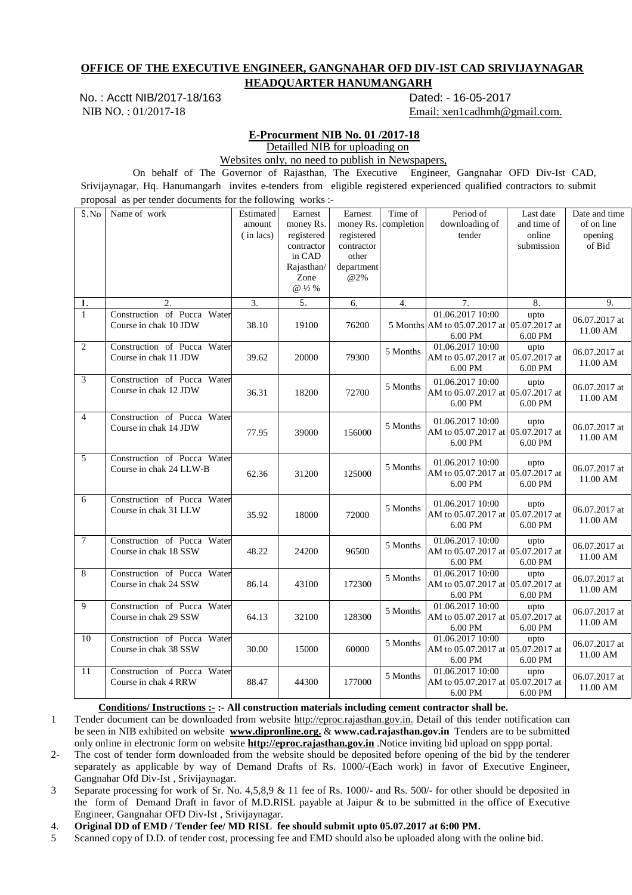## OFFICE OF THE EXECUTIVE ENGINEER, GANGNAHAR OFD DIV-IST CAD SRIVIJAYNAGAR HEADQUARTER HANUMANGARH

No. : Acctt NIB/2017-18/163 Dated: - 16-05-2017

NIB NO. : 01/2017-18 Email: xen1cadhmh@gmail.com.

### E-Procurment NIB No. 01 /2017-18

Detailled NIB for uploading on

Websites only, no need to publish in Newspapers,

On behalf of The Governor of Rajasthan, The Executive Engineer, Gangnahar OFD Div-Ist CAD, Srivijaynagar, Hq. Hanumangarh invites e-tenders from eligible registered experienced qualified contractors to submit proposal as per tender documents for the following works :-

| S.No | Name of work | Estimated amount ( in lacs) | Earnest money Rs. registered contractor in CAD Rajasthan/ Zone @ ½ % | Earnest money Rs. registered contractor other department @2% | Time of completion | Period of downloading of tender | Last date and time of online submission | Date and time of on line opening of Bid |
|---|---|---|---|---|---|---|---|---|
| 1. | 2. | 3. | 5. | 6. | 4. | 7. | 8. | 9. |
| 1 | Construction of Pucca Water Course in chak 10 JDW | 38.10 | 19100 | 76200 | 5 Months | 01.06.2017 10:00 AM to 05.07.2017 at 6.00 PM | upto 05.07.2017 at 6.00 PM | 06.07.2017 at 11.00 AM |
| 2 | Construction of Pucca Water Course in chak 11 JDW | 39.62 | 20000 | 79300 | 5 Months | 01.06.2017 10:00 AM to 05.07.2017 at 6.00 PM | upto 05.07.2017 at 6.00 PM | 06.07.2017 at 11.00 AM |
| 3 | Construction of Pucca Water Course in chak 12 JDW | 36.31 | 18200 | 72700 | 5 Months | 01.06.2017 10:00 AM to 05.07.2017 at 6.00 PM | upto 05.07.2017 at 6.00 PM | 06.07.2017 at 11.00 AM |
| 4 | Construction of Pucca Water Course in chak 14 JDW | 77.95 | 39000 | 156000 | 5 Months | 01.06.2017 10:00 AM to 05.07.2017 at 6.00 PM | upto 05.07.2017 at 6.00 PM | 06.07.2017 at 11.00 AM |
| 5 | Construction of Pucca Water Course in chak 24 LLW-B | 62.36 | 31200 | 125000 | 5 Months | 01.06.2017 10:00 AM to 05.07.2017 at 6.00 PM | upto 05.07.2017 at 6.00 PM | 06.07.2017 at 11.00 AM |
| 6 | Construction of Pucca Water Course in chak 31 LLW | 35.92 | 18000 | 72000 | 5 Months | 01.06.2017 10:00 AM to 05.07.2017 at 6.00 PM | upto 05.07.2017 at 6.00 PM | 06.07.2017 at 11.00 AM |
| 7 | Construction of Pucca Water Course in chak 18 SSW | 48.22 | 24200 | 96500 | 5 Months | 01.06.2017 10:00 AM to 05.07.2017 at 6.00 PM | upto 05.07.2017 at 6.00 PM | 06.07.2017 at 11.00 AM |
| 8 | Construction of Pucca Water Course in chak 24 SSW | 86.14 | 43100 | 172300 | 5 Months | 01.06.2017 10:00 AM to 05.07.2017 at 6.00 PM | upto 05.07.2017 at 6.00 PM | 06.07.2017 at 11.00 AM |
| 9 | Construction of Pucca Water Course in chak 29 SSW | 64.13 | 32100 | 128300 | 5 Months | 01.06.2017 10:00 AM to 05.07.2017 at 6.00 PM | upto 05.07.2017 at 6.00 PM | 06.07.2017 at 11.00 AM |
| 10 | Construction of Pucca Water Course in chak 38 SSW | 30.00 | 15000 | 60000 | 5 Months | 01.06.2017 10:00 AM to 05.07.2017 at 6.00 PM | upto 05.07.2017 at 6.00 PM | 06.07.2017 at 11.00 AM |
| 11 | Construction of Pucca Water Course in chak 4 RRW | 88.47 | 44300 | 177000 | 5 Months | 01.06.2017 10:00 AM to 05.07.2017 at 6.00 PM | upto 05.07.2017 at 6.00 PM | 06.07.2017 at 11.00 AM |

**Conditions/ Instructions :- :- All construction materials including cement contractor shall be.**

1 Tender document can be downloaded from website http://eproc.rajasthan.gov.in. Detail of this tender notification can be seen in NIB exhibited on website **www.dipronline.org.** & **www.cad.rajasthan.gov.in** Tenders are to be submitted only online in electronic form on website **http://eproc.rajasthan.gov.in** .Notice inviting bid upload on sppp portal.

2- The cost of tender form downloaded from the website should be deposited before opening of the bid by the tenderer separately as applicable by way of Demand Drafts of Rs. 1000/-(Each work) in favor of Executive Engineer, Gangnahar Ofd Div-Ist , Srivijaynagar.

3 Separate processing for work of Sr. No. 4,5,8,9 & 11 fee of Rs. 1000/- and Rs. 500/- for other should be deposited in the form of Demand Draft in favor of M.D.RISL payable at Jaipur & to be submitted in the office of Executive Engineer, Gangnahar OFD Div-Ist , Srivijaynagar.

4. **Original DD of EMD / Tender fee/ MD RISL fee should submit upto 05.07.2017 at 6:00 PM.**

5 Scanned copy of D.D. of tender cost, processing fee and EMD should also be uploaded along with the online bid.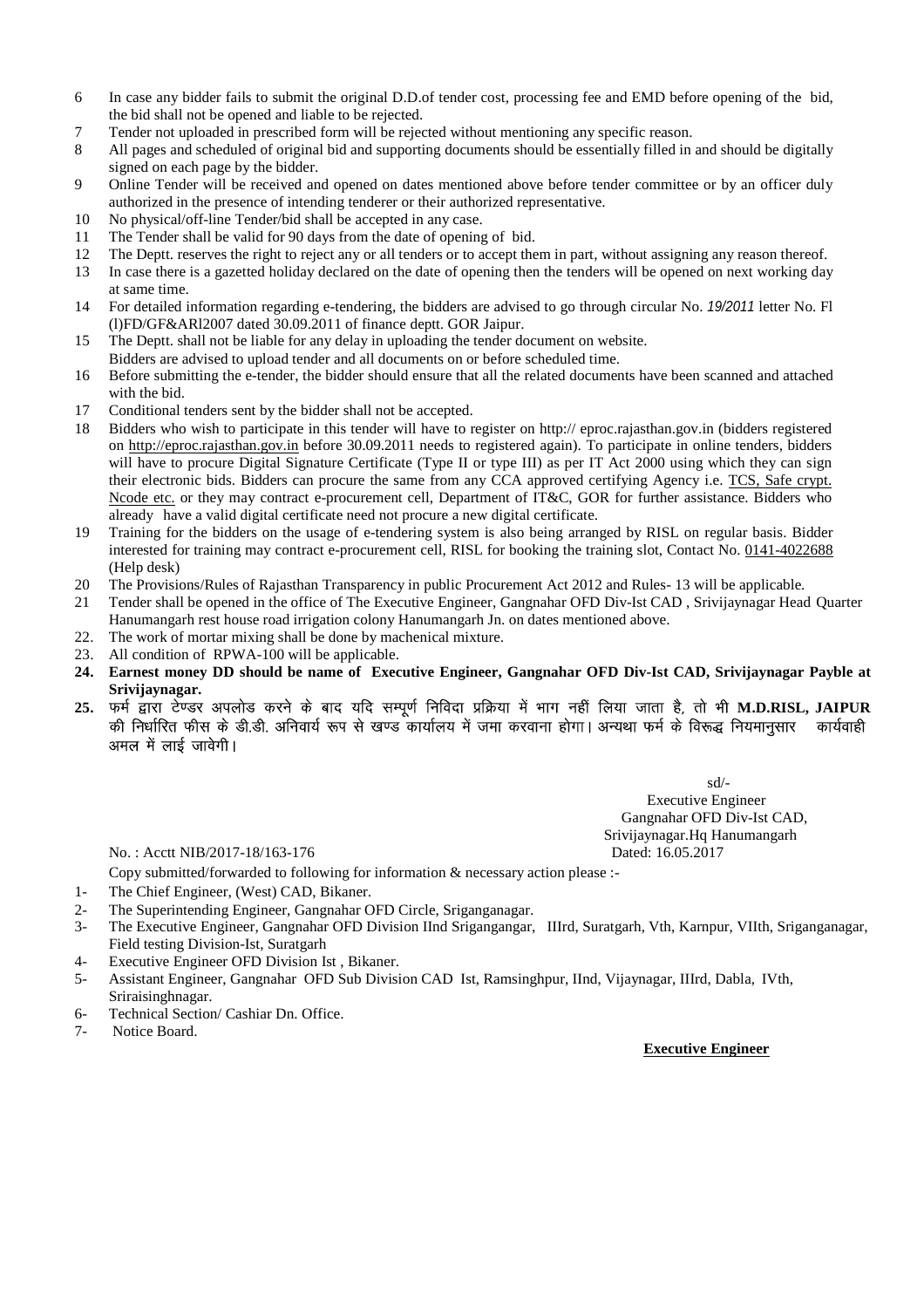6. In case any bidder fails to submit the original D.D.of tender cost, processing fee and EMD before opening of the bid, the bid shall not be opened and liable to be rejected.
7. Tender not uploaded in prescribed form will be rejected without mentioning any specific reason.
8. All pages and scheduled of original bid and supporting documents should be essentially filled in and should be digitally signed on each page by the bidder.
9. Online Tender will be received and opened on dates mentioned above before tender committee or by an officer duly authorized in the presence of intending tenderer or their authorized representative.
10. No physical/off-line Tender/bid shall be accepted in any case.
11. The Tender shall be valid for 90 days from the date of opening of bid.
12. The Deptt. reserves the right to reject any or all tenders or to accept them in part, without assigning any reason thereof.
13. In case there is a gazetted holiday declared on the date of opening then the tenders will be opened on next working day at same time.
14. For detailed information regarding e-tendering, the bidders are advised to go through circular No. *19/2011* letter No. Fl (l)FD/GF&ARl2007 dated 30.09.2011 of finance deptt. GOR Jaipur.
15. The Deptt. shall not be liable for any delay in uploading the tender document on website. Bidders are advised to upload tender and all documents on or before scheduled time.
16. Before submitting the e-tender, the bidder should ensure that all the related documents have been scanned and attached with the bid.
17. Conditional tenders sent by the bidder shall not be accepted.
18. Bidders who wish to participate in this tender will have to register on http:// eproc.rajasthan.gov.in (bidders registered on http://eproc.rajasthan.gov.in before 30.09.2011 needs to registered again). To participate in online tenders, bidders will have to procure Digital Signature Certificate (Type II or type III) as per IT Act 2000 using which they can sign their electronic bids. Bidders can procure the same from any CCA approved certifying Agency i.e. TCS, Safe crypt. Ncode etc. or they may contract e-procurement cell, Department of IT&C, GOR for further assistance. Bidders who already have a valid digital certificate need not procure a new digital certificate.
19. Training for the bidders on the usage of e-tendering system is also being arranged by RISL on regular basis. Bidder interested for training may contract e-procurement cell, RISL for booking the training slot, Contact No. 0141-4022688 (Help desk)
20. The Provisions/Rules of Rajasthan Transparency in public Procurement Act 2012 and Rules- 13 will be applicable.
21. Tender shall be opened in the office of The Executive Engineer, Gangnahar OFD Div-Ist CAD , Srivijaynagar Head Quarter Hanumangarh rest house road irrigation colony Hanumangarh Jn. on dates mentioned above.
22. The work of mortar mixing shall be done by machenical mixture.
23. All condition of RPWA-100 will be applicable.
24. **Earnest money DD should be name of Executive Engineer, Gangnahar OFD Div-Ist CAD, Srivijaynagar Payble at Srivijaynagar.**
25. फर्म द्वारा टेण्डर अपलोड करने के बाद यदि सम्पूर्ण निविदा प्रक्रिया में भाग नहीं लिया जाता है, तो भी **M.D.RISL, JAIPUR** की निर्धारित फीस के डी.डी. अनिवार्य रूप से खण्ड कार्यालय में जमा करवाना होगा। अन्यथा फर्म के विरूद्व नियमानुसार कार्यवाही अमल में लाई जावेगी।

sd/-
Executive Engineer
Gangnahar OFD Div-Ist CAD,
Srivijaynagar.Hq Hanumangarh

No. : Acctt NIB/2017-18/163-176 Dated: 16.05.2017

Copy submitted/forwarded to following for information & necessary action please :-

1- The Chief Engineer, (West) CAD, Bikaner.
2- The Superintending Engineer, Gangnahar OFD Circle, Sriganganagar.
3- The Executive Engineer, Gangnahar OFD Division IInd Srigangangar, IIIrd, Suratgarh, Vth, Karnpur, VIIth, Sriganganagar, Field testing Division-Ist, Suratgarh
4- Executive Engineer OFD Division Ist , Bikaner.
5- Assistant Engineer, Gangnahar OFD Sub Division CAD Ist, Ramsinghpur, IInd, Vijaynagar, IIIrd, Dabla, IVth, Sriraisinghnagar.
6- Technical Section/ Cashiar Dn. Office.
7- Notice Board.

**Executive Engineer**